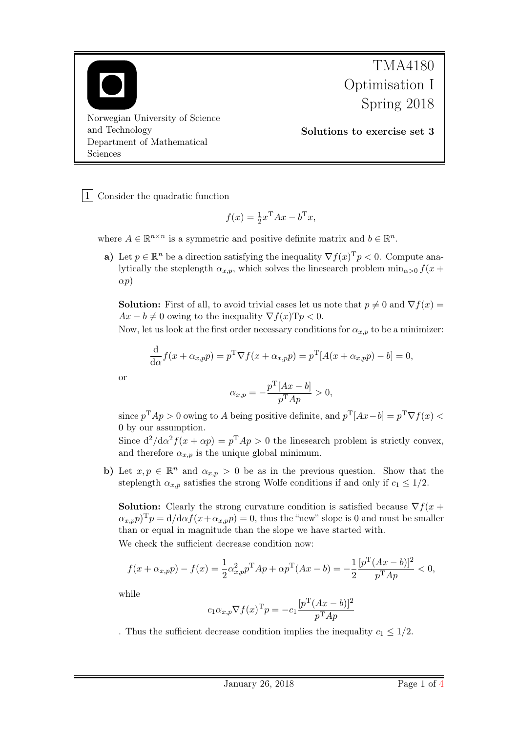TMA4180 Optimisation I Spring 2018

Norwegian University of Science and Technology
Department of Mathematical Sciences

**Solutions to exercise set 3**

**1** Consider the quadratic function

$$f(x) = \tfrac{1}{2}x^{\mathrm{T}}Ax - b^{\mathrm{T}}x,$$

where $A \in \mathbb{R}^{n\times n}$ is a symmetric and positive definite matrix and $b \in \mathbb{R}^n$.

**a)** Let $p \in \mathbb{R}^n$ be a direction satisfying the inequality $\nabla f(x)^{\mathrm{T}}p < 0$. Compute analytically the steplength $\alpha_{x,p}$, which solves the linesearch problem $\min_{\alpha>0} f(x + \alpha p)$

**Solution:** First of all, to avoid trivial cases let us note that $p \neq 0$ and $\nabla f(x) = Ax - b \neq 0$ owing to the inequality $\nabla f(x)\mathrm{T}p < 0$.
Now, let us look at the first order necessary conditions for $\alpha_{x,p}$ to be a minimizer:

$$\frac{\mathrm{d}}{\mathrm{d}\alpha}f(x + \alpha_{x,p}p) = p^{\mathrm{T}}\nabla f(x + \alpha_{x,p}p) = p^{\mathrm{T}}[A(x + \alpha_{x,p}p) - b] = 0,$$

or

$$\alpha_{x,p} = -\frac{p^{\mathrm{T}}[Ax - b]}{p^{\mathrm{T}}Ap} > 0,$$

since $p^{\mathrm{T}}Ap > 0$ owing to $A$ being positive definite, and $p^{\mathrm{T}}[Ax-b] = p^{\mathrm{T}}\nabla f(x) < 0$ by our assumption.
Since $\mathrm{d}^2/\mathrm{d}\alpha^2 f(x + \alpha p) = p^{\mathrm{T}}Ap > 0$ the linesearch problem is strictly convex, and therefore $\alpha_{x,p}$ is the unique global minimum.

**b)** Let $x, p \in \mathbb{R}^n$ and $\alpha_{x,p} > 0$ be as in the previous question. Show that the steplength $\alpha_{x,p}$ satisfies the strong Wolfe conditions if and only if $c_1 \leq 1/2$.

**Solution:** Clearly the strong curvature condition is satisfied because $\nabla f(x + \alpha_{x,p}p)^{\mathrm{T}}p = \mathrm{d}/\mathrm{d}\alpha f(x+\alpha_{x,p}p) = 0$, thus the "new" slope is 0 and must be smaller than or equal in magnitude than the slope we have started with.
We check the sufficient decrease condition now:

$$f(x + \alpha_{x,p}p) - f(x) = \frac{1}{2}\alpha_{x,p}^2 p^{\mathrm{T}}Ap + \alpha p^{\mathrm{T}}(Ax - b) = -\frac{1}{2}\frac{[p^{\mathrm{T}}(Ax - b)]^2}{p^{\mathrm{T}}Ap} < 0,$$

while

$$c_1\alpha_{x,p}\nabla f(x)^{\mathrm{T}}p = -c_1\frac{[p^{\mathrm{T}}(Ax - b)]^2}{p^{\mathrm{T}}Ap}$$

. Thus the sufficient decrease condition implies the inequality $c_1 \leq 1/2$.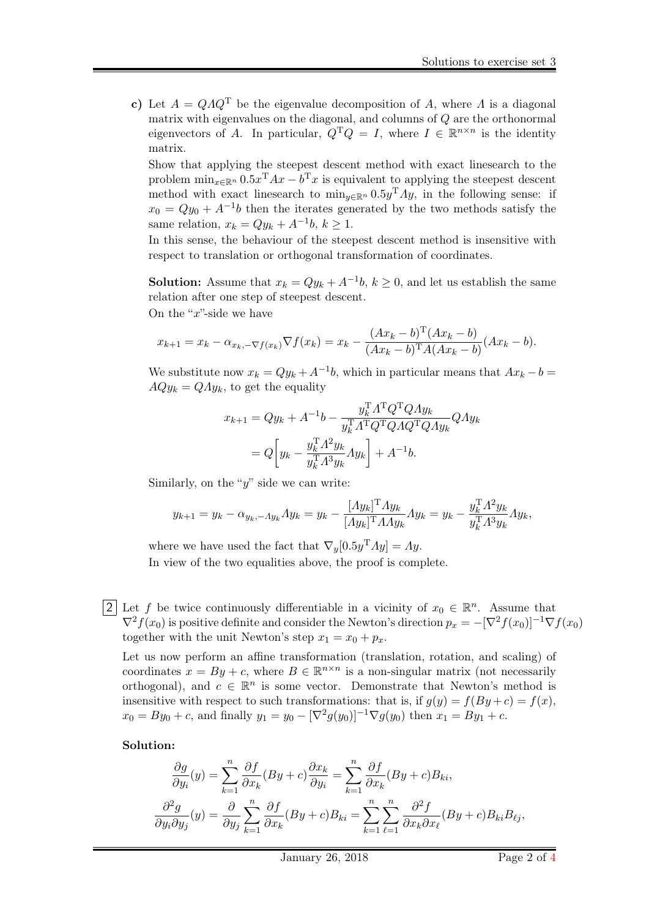**c)** Let $A = Q\Lambda Q^{\mathrm{T}}$ be the eigenvalue decomposition of $A$, where $\Lambda$ is a diagonal matrix with eigenvalues on the diagonal, and columns of $Q$ are the orthonormal eigenvectors of $A$. In particular, $Q^{\mathrm{T}}Q = I$, where $I \in \mathbb{R}^{n\times n}$ is the identity matrix.

Show that applying the steepest descent method with exact linesearch to the problem $\min_{x\in\mathbb{R}^n} 0.5x^{\mathrm{T}}Ax - b^{\mathrm{T}}x$ is equivalent to applying the steepest descent method with exact linesearch to $\min_{y\in\mathbb{R}^n} 0.5y^{\mathrm{T}}\Lambda y$, in the following sense: if $x_0 = Qy_0 + A^{-1}b$ then the iterates generated by the two methods satisfy the same relation, $x_k = Qy_k + A^{-1}b$, $k \geq 1$.

In this sense, the behaviour of the steepest descent method is insensitive with respect to translation or orthogonal transformation of coordinates.

**Solution:** Assume that $x_k = Qy_k + A^{-1}b$, $k \geq 0$, and let us establish the same relation after one step of steepest descent.

On the "$x$"-side we have

$$x_{k+1} = x_k - \alpha_{x_k,-\nabla f(x_k)}\nabla f(x_k) = x_k - \frac{(Ax_k - b)^{\mathrm{T}}(Ax_k - b)}{(Ax_k - b)^{\mathrm{T}}A(Ax_k - b)}(Ax_k - b).$$

We substitute now $x_k = Qy_k + A^{-1}b$, which in particular means that $Ax_k - b = AQy_k = Q\Lambda y_k$, to get the equality

$$\begin{aligned}
x_{k+1} &= Qy_k + A^{-1}b - \frac{y_k^{\mathrm{T}}\Lambda^{\mathrm{T}}Q^{\mathrm{T}}Q\Lambda y_k}{y_k^{\mathrm{T}}\Lambda^{\mathrm{T}}Q^{\mathrm{T}}Q\Lambda Q^{\mathrm{T}}Q\Lambda y_k}Q\Lambda y_k \\
&= Q\bigg[y_k - \frac{y_k^{\mathrm{T}}\Lambda^2 y_k}{y_k^{\mathrm{T}}\Lambda^3 y_k}\Lambda y_k\bigg] + A^{-1}b.
\end{aligned}$$

Similarly, on the "$y$" side we can write:

$$y_{k+1} = y_k - \alpha_{y_k,-\Lambda y_k}\Lambda y_k = y_k - \frac{[\Lambda y_k]^{\mathrm{T}}\Lambda y_k}{[\Lambda y_k]^{\mathrm{T}}\Lambda\Lambda y_k}\Lambda y_k = y_k - \frac{y_k^{\mathrm{T}}\Lambda^2 y_k}{y_k^{\mathrm{T}}\Lambda^3 y_k}\Lambda y_k,$$

where we have used the fact that $\nabla_y[0.5y^{\mathrm{T}}\Lambda y] = \Lambda y$.

In view of the two equalities above, the proof is complete.

**2** Let $f$ be twice continuously differentiable in a vicinity of $x_0 \in \mathbb{R}^n$. Assume that $\nabla^2 f(x_0)$ is positive definite and consider the Newton's direction $p_x = -[\nabla^2 f(x_0)]^{-1}\nabla f(x_0)$ together with the unit Newton's step $x_1 = x_0 + p_x$.

Let us now perform an affine transformation (translation, rotation, and scaling) of coordinates $x = By + c$, where $B \in \mathbb{R}^{n\times n}$ is a non-singular matrix (not necessarily orthogonal), and $c \in \mathbb{R}^n$ is some vector. Demonstrate that Newton's method is insensitive with respect to such transformations: that is, if $g(y) = f(By + c) = f(x)$, $x_0 = By_0 + c$, and finally $y_1 = y_0 - [\nabla^2 g(y_0)]^{-1}\nabla g(y_0)$ then $x_1 = By_1 + c$.

**Solution:**

$$\begin{aligned}
\frac{\partial g}{\partial y_i}(y) &= \sum_{k=1}^n \frac{\partial f}{\partial x_k}(By + c)\frac{\partial x_k}{\partial y_i} = \sum_{k=1}^n \frac{\partial f}{\partial x_k}(By + c)B_{ki}, \\
\frac{\partial^2 g}{\partial y_i \partial y_j}(y) &= \frac{\partial}{\partial y_j}\sum_{k=1}^n \frac{\partial f}{\partial x_k}(By + c)B_{ki} = \sum_{k=1}^n\sum_{\ell=1}^n \frac{\partial^2 f}{\partial x_k \partial x_\ell}(By + c)B_{ki}B_{\ell j},
\end{aligned}$$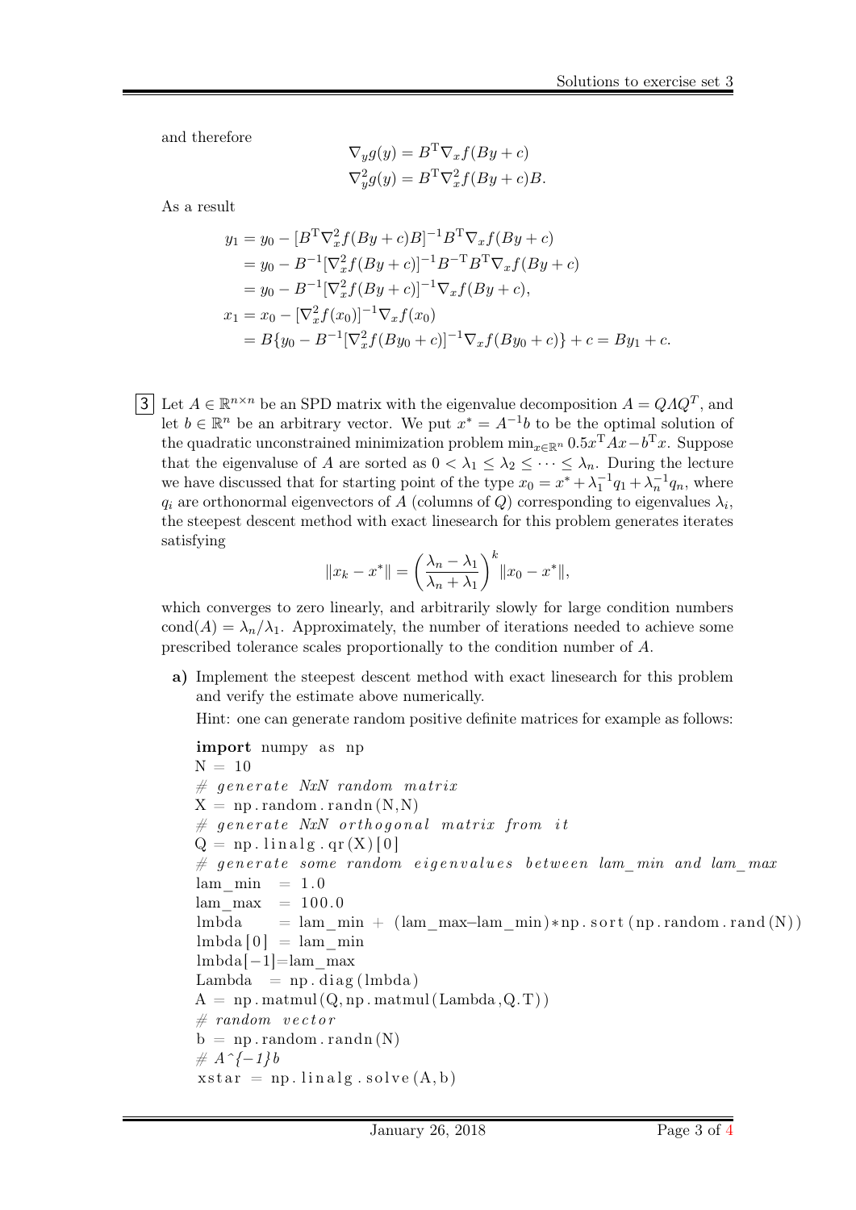and therefore

$$\nabla_y g(y) = B^{\mathrm{T}} \nabla_x f(By + c)$$
$$\nabla_y^2 g(y) = B^{\mathrm{T}} \nabla_x^2 f(By + c) B.$$

As a result

$$\begin{aligned}
y_1 &= y_0 - [B^{\mathrm{T}} \nabla_x^2 f(By + c) B]^{-1} B^{\mathrm{T}} \nabla_x f(By + c) \\
&= y_0 - B^{-1} [\nabla_x^2 f(By + c)]^{-1} B^{-\mathrm{T}} B^{\mathrm{T}} \nabla_x f(By + c) \\
&= y_0 - B^{-1} [\nabla_x^2 f(By + c)]^{-1} \nabla_x f(By + c), \\
x_1 &= x_0 - [\nabla_x^2 f(x_0)]^{-1} \nabla_x f(x_0) \\
&= B\{y_0 - B^{-1} [\nabla_x^2 f(By_0 + c)]^{-1} \nabla_x f(By_0 + c)\} + c = By_1 + c.
\end{aligned}$$

**3** Let $A \in \mathbb{R}^{n \times n}$ be an SPD matrix with the eigenvalue decomposition $A = Q\Lambda Q^T$, and let $b \in \mathbb{R}^n$ be an arbitrary vector. We put $x^* = A^{-1}b$ to be the optimal solution of the quadratic unconstrained minimization problem $\min_{x\in\mathbb{R}^n} 0.5x^{\mathrm{T}}Ax - b^{\mathrm{T}}x$. Suppose that the eigenvaluse of $A$ are sorted as $0 < \lambda_1 \leq \lambda_2 \leq \cdots \leq \lambda_n$. During the lecture we have discussed that for starting point of the type $x_0 = x^* + \lambda_1^{-1} q_1 + \lambda_n^{-1} q_n$, where $q_i$ are orthonormal eigenvectors of $A$ (columns of $Q$) corresponding to eigenvalues $\lambda_i$, the steepest descent method with exact linesearch for this problem generates iterates satisfying

$$\|x_k - x^*\| = \left(\frac{\lambda_n - \lambda_1}{\lambda_n + \lambda_1}\right)^k \|x_0 - x^*\|,$$

which converges to zero linearly, and arbitrarily slowly for large condition numbers $\mathrm{cond}(A) = \lambda_n/\lambda_1$. Approximately, the number of iterations needed to achieve some prescribed tolerance scales proportionally to the condition number of $A$.

**a)** Implement the steepest descent method with exact linesearch for this problem and verify the estimate above numerically.

Hint: one can generate random positive definite matrices for example as follows:

```python
import numpy as np
N = 10
# generate NxN random matrix
X = np.random.randn(N,N)
# generate NxN orthogonal matrix from it
Q = np.linalg.qr(X)[0]
# generate some random eigenvalues between lam_min and lam_max
lam_min  = 1.0
lam_max  = 100.0
lmbda    = lam_min + (lam_max-lam_min)*np.sort(np.random.rand(N))
lmbda[0] = lam_min
lmbda[-1]=lam_max
Lambda   = np.diag(lmbda)
A = np.matmul(Q,np.matmul(Lambda,Q.T))
# random vector
b = np.random.randn(N)
# A^{-1}b
xstar = np.linalg.solve(A,b)
```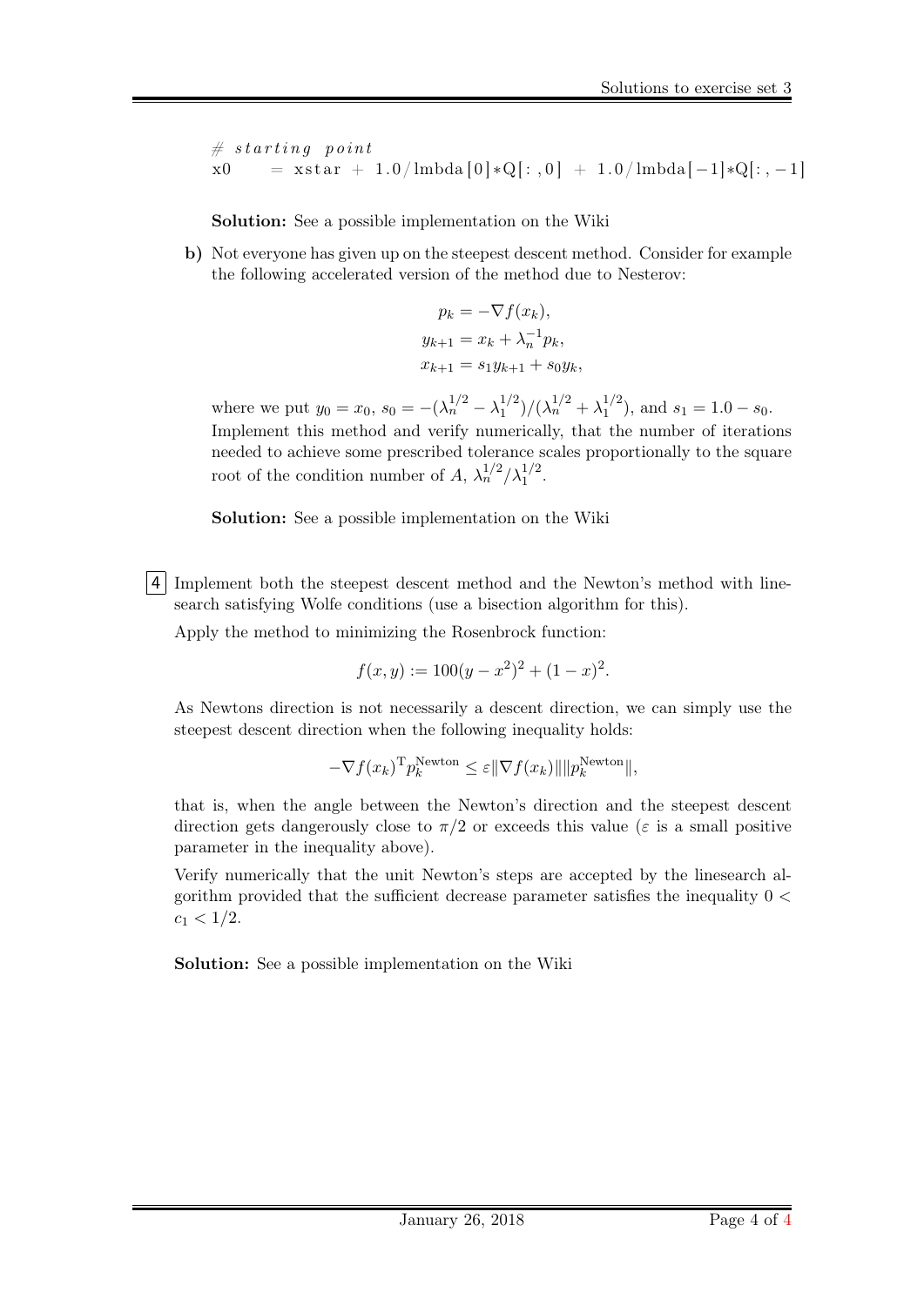```
# starting point
x0     = xstar + 1.0/lmbda[0]*Q[:,0] + 1.0/lmbda[-1]*Q[:,-1]
```

**Solution:** See a possible implementation on the Wiki

**b)** Not everyone has given up on the steepest descent method. Consider for example the following accelerated version of the method due to Nesterov:

$$
\begin{aligned}
p_k &= -\nabla f(x_k), \\
y_{k+1} &= x_k + \lambda_n^{-1} p_k, \\
x_{k+1} &= s_1 y_{k+1} + s_0 y_k,
\end{aligned}
$$

where we put $y_0 = x_0$, $s_0 = -(\lambda_n^{1/2} - \lambda_1^{1/2})/(\lambda_n^{1/2} + \lambda_1^{1/2})$, and $s_1 = 1.0 - s_0$. Implement this method and verify numerically, that the number of iterations needed to achieve some prescribed tolerance scales proportionally to the square root of the condition number of $A$, $\lambda_n^{1/2}/\lambda_1^{1/2}$.

**Solution:** See a possible implementation on the Wiki

**4** Implement both the steepest descent method and the Newton's method with linesearch satisfying Wolfe conditions (use a bisection algorithm for this).

Apply the method to minimizing the Rosenbrock function:

$$f(x, y) := 100(y - x^2)^2 + (1 - x)^2.$$

As Newtons direction is not necessarily a descent direction, we can simply use the steepest descent direction when the following inequality holds:

$$-\nabla f(x_k)^{\mathrm{T}} p_k^{\mathrm{Newton}} \le \varepsilon \|\nabla f(x_k)\| \|p_k^{\mathrm{Newton}}\|,$$

that is, when the angle between the Newton's direction and the steepest descent direction gets dangerously close to $\pi/2$ or exceeds this value ($\varepsilon$ is a small positive parameter in the inequality above).

Verify numerically that the unit Newton's steps are accepted by the linesearch algorithm provided that the sufficient decrease parameter satisfies the inequality $0 < c_1 < 1/2$.

**Solution:** See a possible implementation on the Wiki